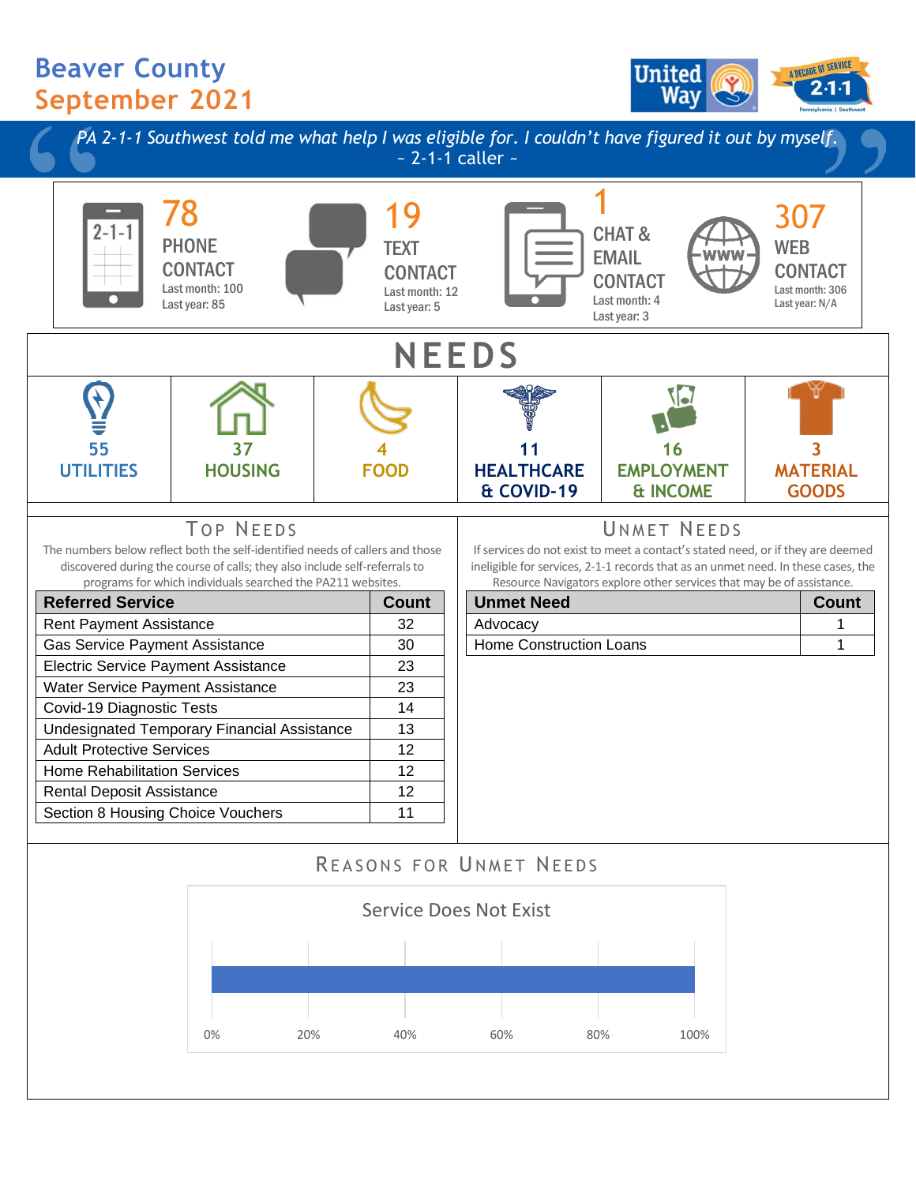# Beaver County
## September 2021

*PA 2-1-1 Southwest told me what help I was eligible for. I couldn't have figured it out by myself.*
~ 2-1-1 caller ~

**78** PHONE CONTACT
Last month: 100
Last year: 85

**19** TEXT CONTACT
Last month: 12
Last year: 5

**1** CHAT & EMAIL CONTACT
Last month: 4
Last year: 3

**307** WEB CONTACT
Last month: 306
Last year: N/A

## NEEDS

| 55 UTILITIES | 37 HOUSING | 4 FOOD | 11 HEALTHCARE & COVID-19 | 16 EMPLOYMENT & INCOME | 3 MATERIAL GOODS |
|---|---|---|---|---|---|

## Top Needs

The numbers below reflect both the self-identified needs of callers and those discovered during the course of calls; they also include self-referrals to programs for which individuals searched the PA211 websites.

| Referred Service | Count |
|---|---|
| Rent Payment Assistance | 32 |
| Gas Service Payment Assistance | 30 |
| Electric Service Payment Assistance | 23 |
| Water Service Payment Assistance | 23 |
| Covid-19 Diagnostic Tests | 14 |
| Undesignated Temporary Financial Assistance | 13 |
| Adult Protective Services | 12 |
| Home Rehabilitation Services | 12 |
| Rental Deposit Assistance | 12 |
| Section 8 Housing Choice Vouchers | 11 |

## Unmet Needs

If services do not exist to meet a contact's stated need, or if they are deemed ineligible for services, 2-1-1 records that as an unmet need. In these cases, the Resource Navigators explore other services that may be of assistance.

| Unmet Need | Count |
|---|---|
| Advocacy | 1 |
| Home Construction Loans | 1 |

## Reasons for Unmet Needs

Service Does Not Exist: 100%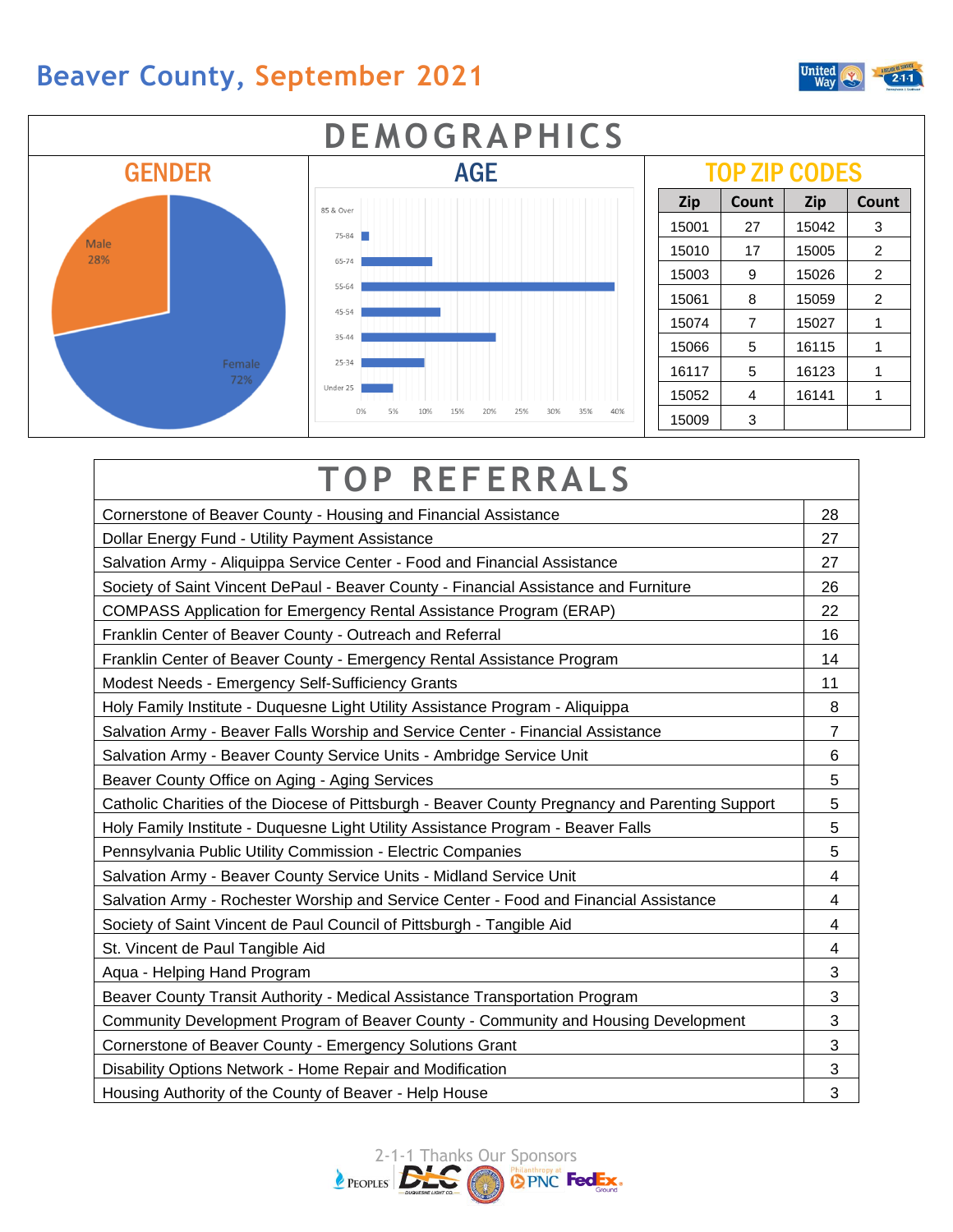# Beaver County, September 2021

## DEMOGRAPHICS

### GENDER

Male
28%

Female
72%

### AGE

85 & Over
75-84
65-74
55-64
45-54
35-44
25-34
Under 25

0% 5% 10% 15% 20% 25% 30% 35% 40%

### TOP ZIP CODES

| Zip | Count | Zip | Count |
|---|---|---|---|
| 15001 | 27 | 15042 | 3 |
| 15010 | 17 | 15005 | 2 |
| 15003 | 9 | 15026 | 2 |
| 15061 | 8 | 15059 | 2 |
| 15074 | 7 | 15027 | 1 |
| 15066 | 5 | 16115 | 1 |
| 16117 | 5 | 16123 | 1 |
| 15052 | 4 | 16141 | 1 |
| 15009 | 3 | | |

## TOP REFERRALS

| | |
|---|---|
| Cornerstone of Beaver County - Housing and Financial Assistance | 28 |
| Dollar Energy Fund - Utility Payment Assistance | 27 |
| Salvation Army - Aliquippa Service Center - Food and Financial Assistance | 27 |
| Society of Saint Vincent DePaul - Beaver County - Financial Assistance and Furniture | 26 |
| COMPASS Application for Emergency Rental Assistance Program (ERAP) | 22 |
| Franklin Center of Beaver County - Outreach and Referral | 16 |
| Franklin Center of Beaver County - Emergency Rental Assistance Program | 14 |
| Modest Needs - Emergency Self-Sufficiency Grants | 11 |
| Holy Family Institute - Duquesne Light Utility Assistance Program - Aliquippa | 8 |
| Salvation Army - Beaver Falls Worship and Service Center - Financial Assistance | 7 |
| Salvation Army - Beaver County Service Units - Ambridge Service Unit | 6 |
| Beaver County Office on Aging - Aging Services | 5 |
| Catholic Charities of the Diocese of Pittsburgh - Beaver County Pregnancy and Parenting Support | 5 |
| Holy Family Institute - Duquesne Light Utility Assistance Program - Beaver Falls | 5 |
| Pennsylvania Public Utility Commission - Electric Companies | 5 |
| Salvation Army - Beaver County Service Units - Midland Service Unit | 4 |
| Salvation Army - Rochester Worship and Service Center - Food and Financial Assistance | 4 |
| Society of Saint Vincent de Paul Council of Pittsburgh - Tangible Aid | 4 |
| St. Vincent de Paul Tangible Aid | 4 |
| Aqua - Helping Hand Program | 3 |
| Beaver County Transit Authority - Medical Assistance Transportation Program | 3 |
| Community Development Program of Beaver County - Community and Housing Development | 3 |
| Cornerstone of Beaver County - Emergency Solutions Grant | 3 |
| Disability Options Network - Home Repair and Modification | 3 |
| Housing Authority of the County of Beaver - Help House | 3 |

2-1-1 Thanks Our Sponsors